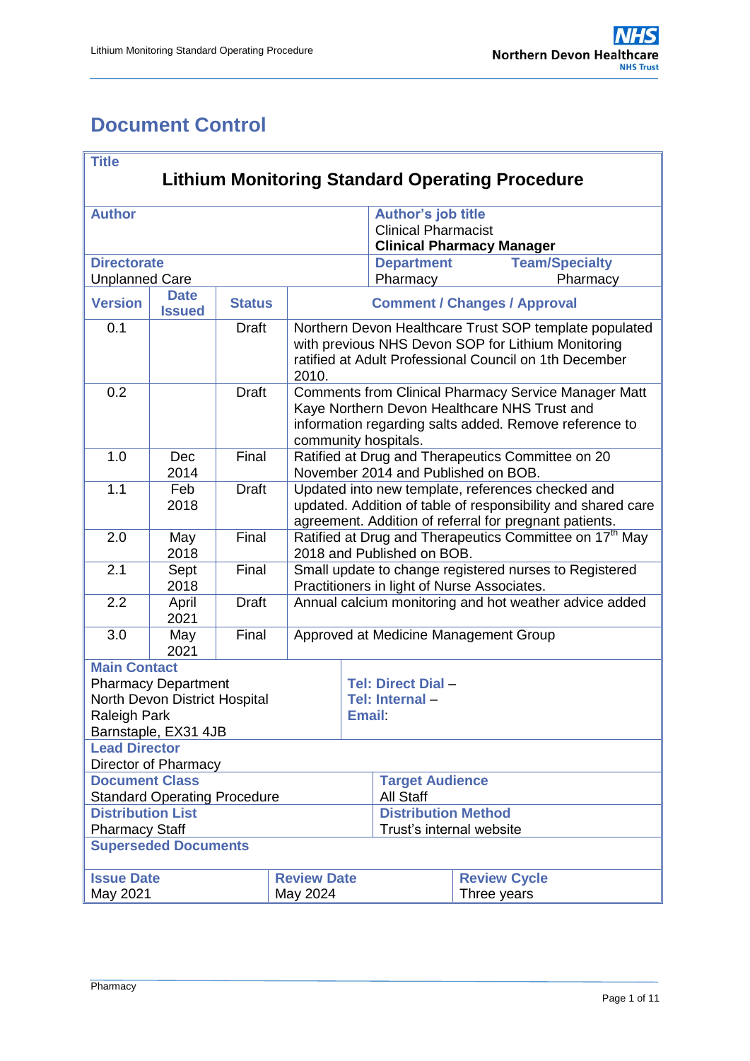# Document Control

| **Title** | | | |
|---|---|---|---|
| **Lithium Monitoring Standard Operating Procedure** | | | |
| **Author** | | **Author's job title** Clinical Pharmacist **Clinical Pharmacy Manager** | |
| **Directorate** Unplanned Care | | **Department** Pharmacy | **Team/Specialty** Pharmacy |

| **Version** | **Date Issued** | **Status** | **Comment / Changes / Approval** |
|---|---|---|---|
| 0.1 | | Draft | Northern Devon Healthcare Trust SOP template populated with previous NHS Devon SOP for Lithium Monitoring ratified at Adult Professional Council on 1th December 2010. |
| 0.2 | | Draft | Comments from Clinical Pharmacy Service Manager Matt Kaye Northern Devon Healthcare NHS Trust and information regarding salts added. Remove reference to community hospitals. |
| 1.0 | Dec 2014 | Final | Ratified at Drug and Therapeutics Committee on 20 November 2014 and Published on BOB. |
| 1.1 | Feb 2018 | Draft | Updated into new template, references checked and updated. Addition of table of responsibility and shared care agreement. Addition of referral for pregnant patients. |
| 2.0 | May 2018 | Final | Ratified at Drug and Therapeutics Committee on 17th May 2018 and Published on BOB. |
| 2.1 | Sept 2018 | Final | Small update to change registered nurses to Registered Practitioners in light of Nurse Associates. |
| 2.2 | April 2021 | Draft | Annual calcium monitoring and hot weather advice added |
| 3.0 | May 2021 | Final | Approved at Medicine Management Group |

| **Main Contact** | |
|---|---|
| Pharmacy Department<br>North Devon District Hospital<br>Raleigh Park<br>Barnstaple, EX31 4JB | **Tel: Direct Dial** –<br>**Tel: Internal** –<br>**Email**: |
| **Lead Director**<br>Director of Pharmacy | |
| **Document Class**<br>Standard Operating Procedure | **Target Audience**<br>All Staff |
| **Distribution List**<br>Pharmacy Staff | **Distribution Method**<br>Trust's internal website |
| **Superseded Documents** | |

| **Issue Date** | **Review Date** | **Review Cycle** |
|---|---|---|
| May 2021 | May 2024 | Three years |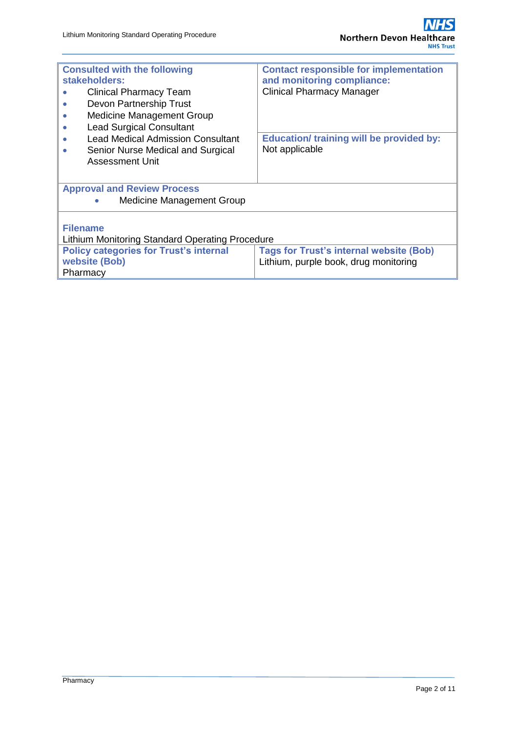| **Consulted with the following stakeholders:** <br>• Clinical Pharmacy Team <br>• Devon Partnership Trust <br>• Medicine Management Group <br>• Lead Surgical Consultant <br>• Lead Medical Admission Consultant <br>• Senior Nurse Medical and Surgical Assessment Unit | **Contact responsible for implementation and monitoring compliance:** <br>Clinical Pharmacy Manager <br><br>**Education/ training will be provided by:** <br>Not applicable |
|---|---|
| **Approval and Review Process** <br>• Medicine Management Group | |
| **Filename** <br>Lithium Monitoring Standard Operating Procedure | |
| **Policy categories for Trust's internal website (Bob)** <br>Pharmacy | **Tags for Trust's internal website (Bob)** <br>Lithium, purple book, drug monitoring |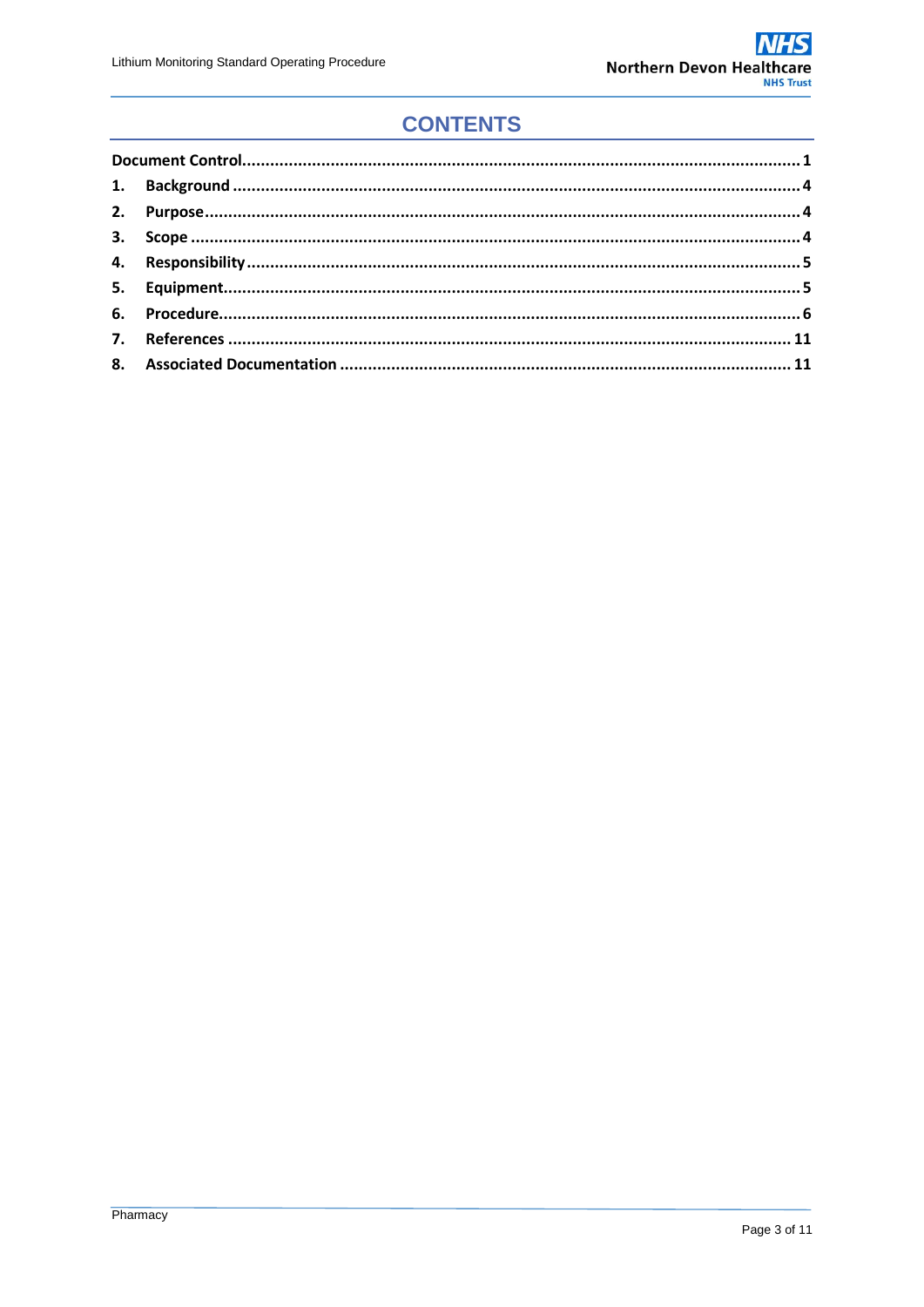# CONTENTS

**Document Control** ........................................................................................................ **1**

1. **Background** ........................................................................................................ **4**
2. **Purpose** ........................................................................................................ **4**
3. **Scope** ........................................................................................................ **4**
4. **Responsibility** ........................................................................................................ **5**
5. **Equipment** ........................................................................................................ **5**
6. **Procedure** ........................................................................................................ **6**
7. **References** ........................................................................................................ **11**
8. **Associated Documentation** ........................................................................................ **11**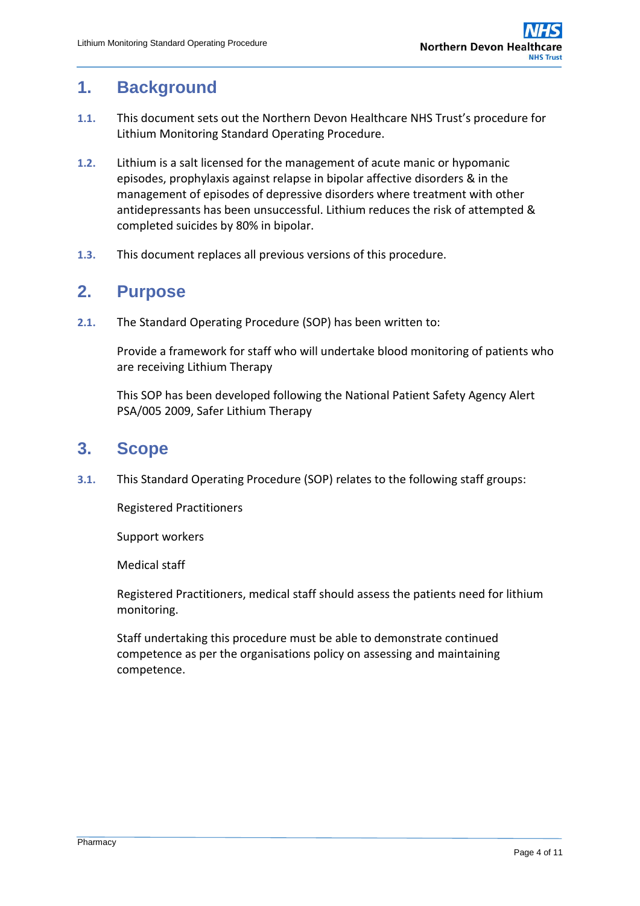# 1. Background

**1.1.** This document sets out the Northern Devon Healthcare NHS Trust's procedure for Lithium Monitoring Standard Operating Procedure.

**1.2.** Lithium is a salt licensed for the management of acute manic or hypomanic episodes, prophylaxis against relapse in bipolar affective disorders & in the management of episodes of depressive disorders where treatment with other antidepressants has been unsuccessful. Lithium reduces the risk of attempted & completed suicides by 80% in bipolar.

**1.3.** This document replaces all previous versions of this procedure.

# 2. Purpose

**2.1.** The Standard Operating Procedure (SOP) has been written to:

Provide a framework for staff who will undertake blood monitoring of patients who are receiving Lithium Therapy

This SOP has been developed following the National Patient Safety Agency Alert PSA/005 2009, Safer Lithium Therapy

# 3. Scope

**3.1.** This Standard Operating Procedure (SOP) relates to the following staff groups:

Registered Practitioners

Support workers

Medical staff

Registered Practitioners, medical staff should assess the patients need for lithium monitoring.

Staff undertaking this procedure must be able to demonstrate continued competence as per the organisations policy on assessing and maintaining competence.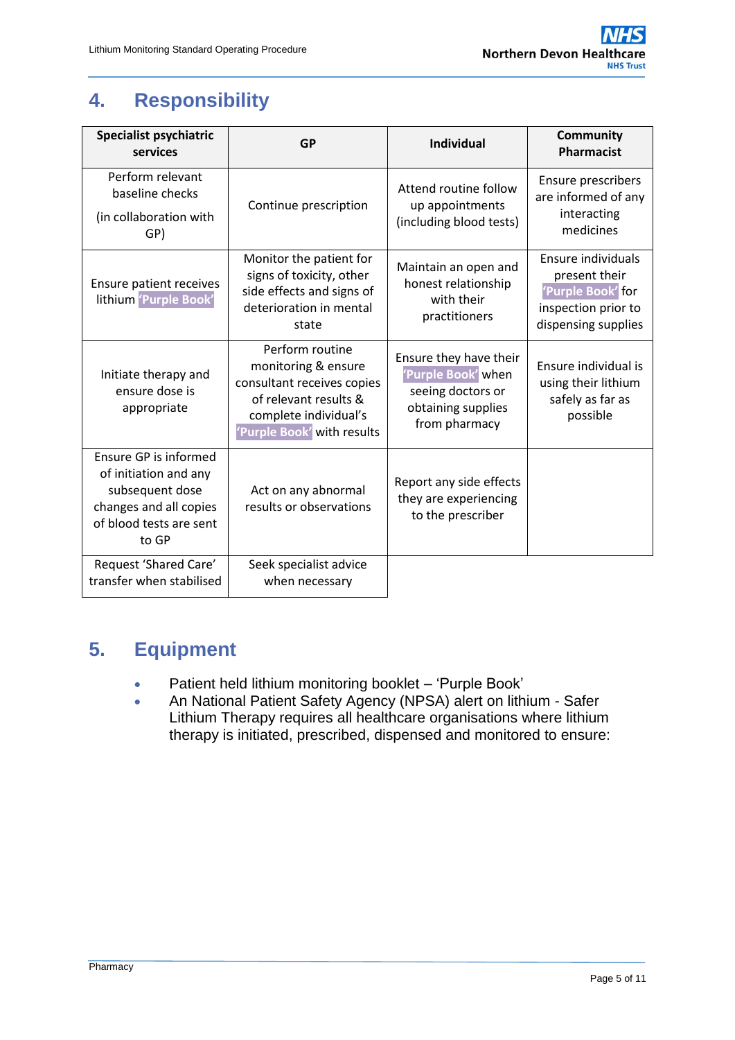## 4. Responsibility

| Specialist psychiatric services | GP | Individual | Community Pharmacist |
|---|---|---|---|
| Perform relevant baseline checks (in collaboration with GP) | Continue prescription | Attend routine follow up appointments (including blood tests) | Ensure prescribers are informed of any interacting medicines |
| Ensure patient receives lithium 'Purple Book' | Monitor the patient for signs of toxicity, other side effects and signs of deterioration in mental state | Maintain an open and honest relationship with their practitioners | Ensure individuals present their 'Purple Book' for inspection prior to dispensing supplies |
| Initiate therapy and ensure dose is appropriate | Perform routine monitoring & ensure consultant receives copies of relevant results & complete individual's 'Purple Book' with results | Ensure they have their 'Purple Book' when seeing doctors or obtaining supplies from pharmacy | Ensure individual is using their lithium safely as far as possible |
| Ensure GP is informed of initiation and any subsequent dose changes and all copies of blood tests are sent to GP | Act on any abnormal results or observations | Report any side effects they are experiencing to the prescriber | |
| Request 'Shared Care' transfer when stabilised | Seek specialist advice when necessary | | |

## 5. Equipment

- Patient held lithium monitoring booklet – 'Purple Book'
- An National Patient Safety Agency (NPSA) alert on lithium - Safer Lithium Therapy requires all healthcare organisations where lithium therapy is initiated, prescribed, dispensed and monitored to ensure: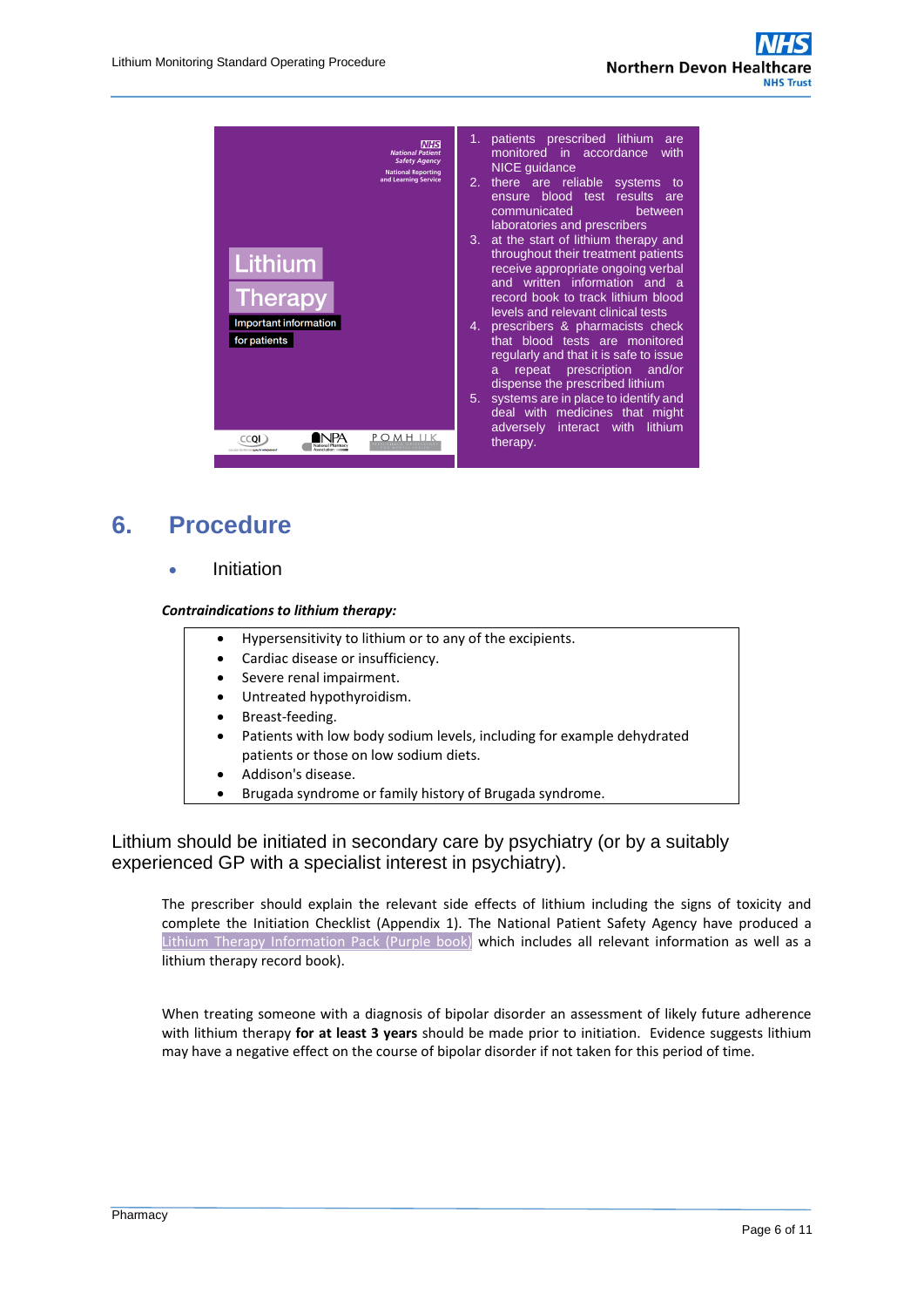Lithium Therapy

Important information

for patients

1. patients prescribed lithium are monitored in accordance with NICE guidance
2. there are reliable systems to ensure blood test results are communicated between laboratories and prescribers
3. at the start of lithium therapy and throughout their treatment patients receive appropriate ongoing verbal and written information and a record book to track lithium blood levels and relevant clinical tests
4. prescribers & pharmacists check that blood tests are monitored regularly and that it is safe to issue a repeat prescription and/or dispense the prescribed lithium
5. systems are in place to identify and deal with medicines that might adversely interact with lithium therapy.

# 6. Procedure

- Initiation

***Contraindications to lithium therapy:***

- Hypersensitivity to lithium or to any of the excipients.
- Cardiac disease or insufficiency.
- Severe renal impairment.
- Untreated hypothyroidism.
- Breast-feeding.
- Patients with low body sodium levels, including for example dehydrated patients or those on low sodium diets.
- Addison's disease.
- Brugada syndrome or family history of Brugada syndrome.

Lithium should be initiated in secondary care by psychiatry (or by a suitably experienced GP with a specialist interest in psychiatry).

The prescriber should explain the relevant side effects of lithium including the signs of toxicity and complete the Initiation Checklist (Appendix 1). The National Patient Safety Agency have produced a Lithium Therapy Information Pack (Purple book) which includes all relevant information as well as a lithium therapy record book).

When treating someone with a diagnosis of bipolar disorder an assessment of likely future adherence with lithium therapy **for at least 3 years** should be made prior to initiation. Evidence suggests lithium may have a negative effect on the course of bipolar disorder if not taken for this period of time.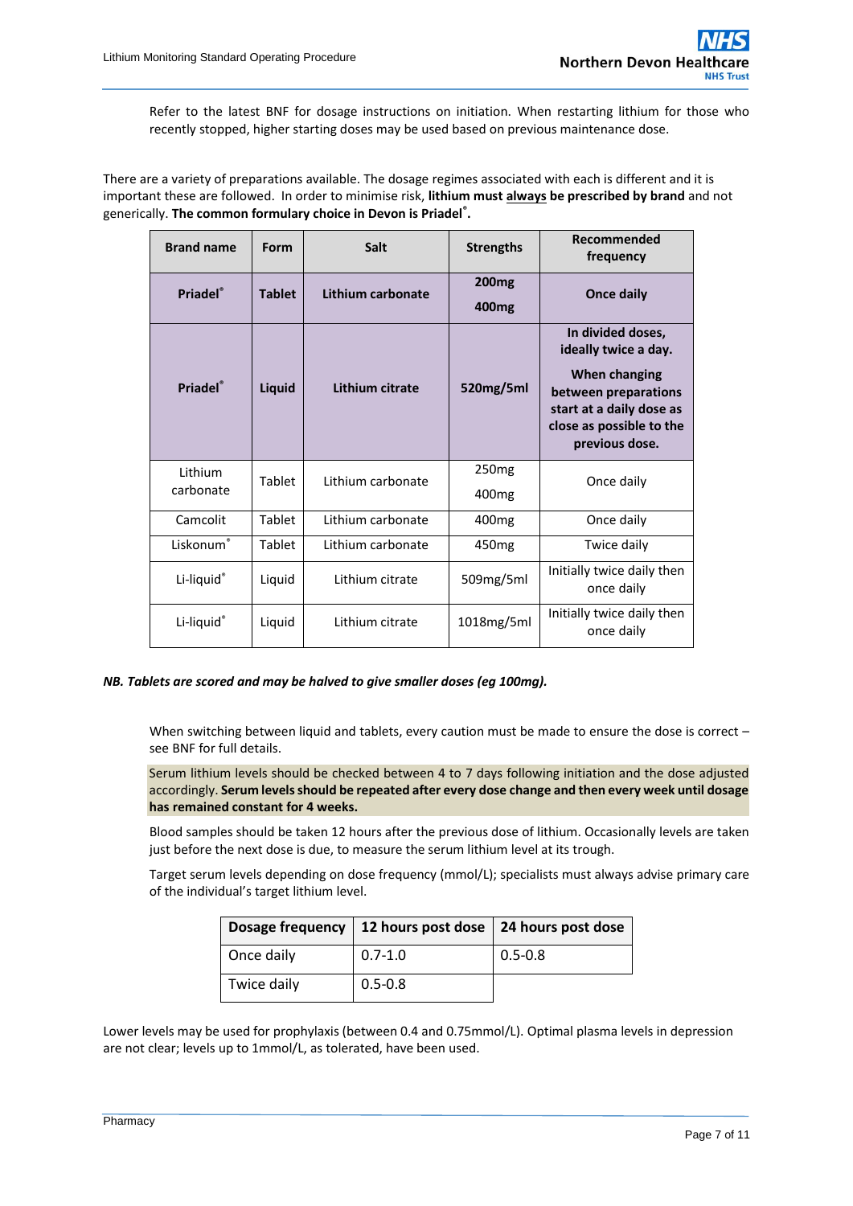Refer to the latest BNF for dosage instructions on initiation. When restarting lithium for those who recently stopped, higher starting doses may be used based on previous maintenance dose.

There are a variety of preparations available. The dosage regimes associated with each is different and it is important these are followed. In order to minimise risk, **lithium must always be prescribed by brand** and not generically. **The common formulary choice in Devon is Priadel®.**

| Brand name | Form | Salt | Strengths | Recommended frequency |
|---|---|---|---|---|
| **Priadel®** | **Tablet** | **Lithium carbonate** | **200mg 400mg** | **Once daily** |
| **Priadel®** | **Liquid** | **Lithium citrate** | **520mg/5ml** | **In divided doses, ideally twice a day. When changing between preparations start at a daily dose as close as possible to the previous dose.** |
| Lithium carbonate | Tablet | Lithium carbonate | 250mg 400mg | Once daily |
| Camcolit | Tablet | Lithium carbonate | 400mg | Once daily |
| Liskonum® | Tablet | Lithium carbonate | 450mg | Twice daily |
| Li-liquid® | Liquid | Lithium citrate | 509mg/5ml | Initially twice daily then once daily |
| Li-liquid® | Liquid | Lithium citrate | 1018mg/5ml | Initially twice daily then once daily |

***NB. Tablets are scored and may be halved to give smaller doses (eg 100mg).***

When switching between liquid and tablets, every caution must be made to ensure the dose is correct – see BNF for full details.

Serum lithium levels should be checked between 4 to 7 days following initiation and the dose adjusted accordingly. **Serum levels should be repeated after every dose change and then every week until dosage has remained constant for 4 weeks.**

Blood samples should be taken 12 hours after the previous dose of lithium. Occasionally levels are taken just before the next dose is due, to measure the serum lithium level at its trough.

Target serum levels depending on dose frequency (mmol/L); specialists must always advise primary care of the individual's target lithium level.

| Dosage frequency | 12 hours post dose | 24 hours post dose |
|---|---|---|
| Once daily | 0.7-1.0 | 0.5-0.8 |
| Twice daily | 0.5-0.8 | |

Lower levels may be used for prophylaxis (between 0.4 and 0.75mmol/L). Optimal plasma levels in depression are not clear; levels up to 1mmol/L, as tolerated, have been used.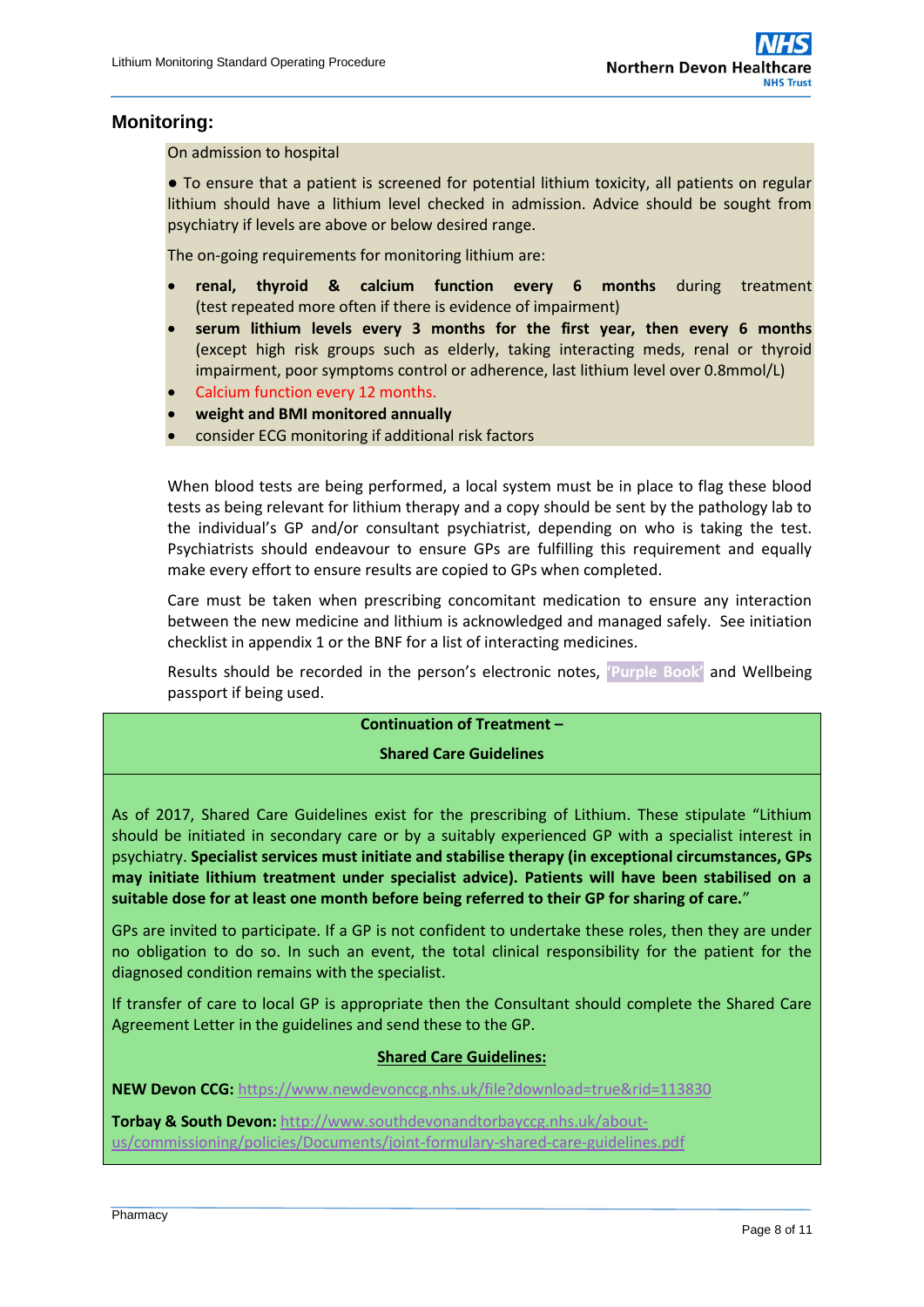## Monitoring:

On admission to hospital

● To ensure that a patient is screened for potential lithium toxicity, all patients on regular lithium should have a lithium level checked in admission. Advice should be sought from psychiatry if levels are above or below desired range.

The on-going requirements for monitoring lithium are:

- **renal, thyroid & calcium function every 6 months** during treatment (test repeated more often if there is evidence of impairment)
- **serum lithium levels every 3 months for the first year, then every 6 months** (except high risk groups such as elderly, taking interacting meds, renal or thyroid impairment, poor symptoms control or adherence, last lithium level over 0.8mmol/L)
- Calcium function every 12 months.
- **weight and BMI monitored annually**
- consider ECG monitoring if additional risk factors

When blood tests are being performed, a local system must be in place to flag these blood tests as being relevant for lithium therapy and a copy should be sent by the pathology lab to the individual's GP and/or consultant psychiatrist, depending on who is taking the test. Psychiatrists should endeavour to ensure GPs are fulfilling this requirement and equally make every effort to ensure results are copied to GPs when completed.

Care must be taken when prescribing concomitant medication to ensure any interaction between the new medicine and lithium is acknowledged and managed safely. See initiation checklist in appendix 1 or the BNF for a list of interacting medicines.

Results should be recorded in the person's electronic notes, 'Purple Book' and Wellbeing passport if being used.

**Continuation of Treatment –**

**Shared Care Guidelines**

As of 2017, Shared Care Guidelines exist for the prescribing of Lithium. These stipulate "Lithium should be initiated in secondary care or by a suitably experienced GP with a specialist interest in psychiatry. **Specialist services must initiate and stabilise therapy (in exceptional circumstances, GPs may initiate lithium treatment under specialist advice). Patients will have been stabilised on a suitable dose for at least one month before being referred to their GP for sharing of care.**"

GPs are invited to participate. If a GP is not confident to undertake these roles, then they are under no obligation to do so. In such an event, the total clinical responsibility for the patient for the diagnosed condition remains with the specialist.

If transfer of care to local GP is appropriate then the Consultant should complete the Shared Care Agreement Letter in the guidelines and send these to the GP.

**Shared Care Guidelines:**

**NEW Devon CCG:** https://www.newdevonccg.nhs.uk/file?download=true&rid=113830

**Torbay & South Devon:** http://www.southdevonandtorbayccg.nhs.uk/about-us/commissioning/policies/Documents/joint-formulary-shared-care-guidelines.pdf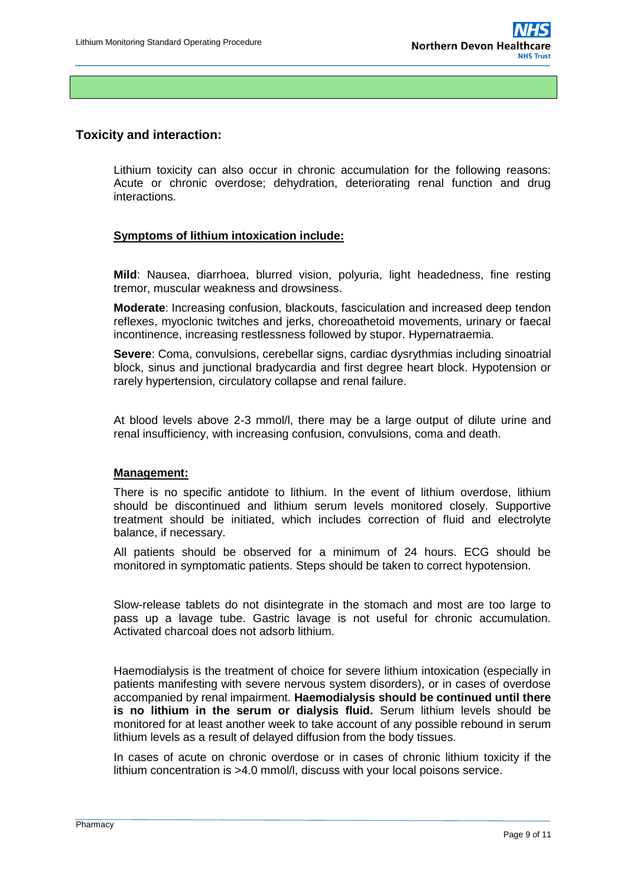## Toxicity and interaction:

Lithium toxicity can also occur in chronic accumulation for the following reasons: Acute or chronic overdose; dehydration, deteriorating renal function and drug interactions.

### Symptoms of lithium intoxication include:

**Mild**: Nausea, diarrhoea, blurred vision, polyuria, light headedness, fine resting tremor, muscular weakness and drowsiness.

**Moderate**: Increasing confusion, blackouts, fasciculation and increased deep tendon reflexes, myoclonic twitches and jerks, choreoathetoid movements, urinary or faecal incontinence, increasing restlessness followed by stupor. Hypernatraemia.

**Severe**: Coma, convulsions, cerebellar signs, cardiac dysrythmias including sinoatrial block, sinus and junctional bradycardia and first degree heart block. Hypotension or rarely hypertension, circulatory collapse and renal failure.

At blood levels above 2-3 mmol/l, there may be a large output of dilute urine and renal insufficiency, with increasing confusion, convulsions, coma and death.

### Management:

There is no specific antidote to lithium. In the event of lithium overdose, lithium should be discontinued and lithium serum levels monitored closely. Supportive treatment should be initiated, which includes correction of fluid and electrolyte balance, if necessary.

All patients should be observed for a minimum of 24 hours. ECG should be monitored in symptomatic patients. Steps should be taken to correct hypotension.

Slow-release tablets do not disintegrate in the stomach and most are too large to pass up a lavage tube. Gastric lavage is not useful for chronic accumulation. Activated charcoal does not adsorb lithium.

Haemodialysis is the treatment of choice for severe lithium intoxication (especially in patients manifesting with severe nervous system disorders), or in cases of overdose accompanied by renal impairment. **Haemodialysis should be continued until there is no lithium in the serum or dialysis fluid.** Serum lithium levels should be monitored for at least another week to take account of any possible rebound in serum lithium levels as a result of delayed diffusion from the body tissues.

In cases of acute on chronic overdose or in cases of chronic lithium toxicity if the lithium concentration is >4.0 mmol/l, discuss with your local poisons service.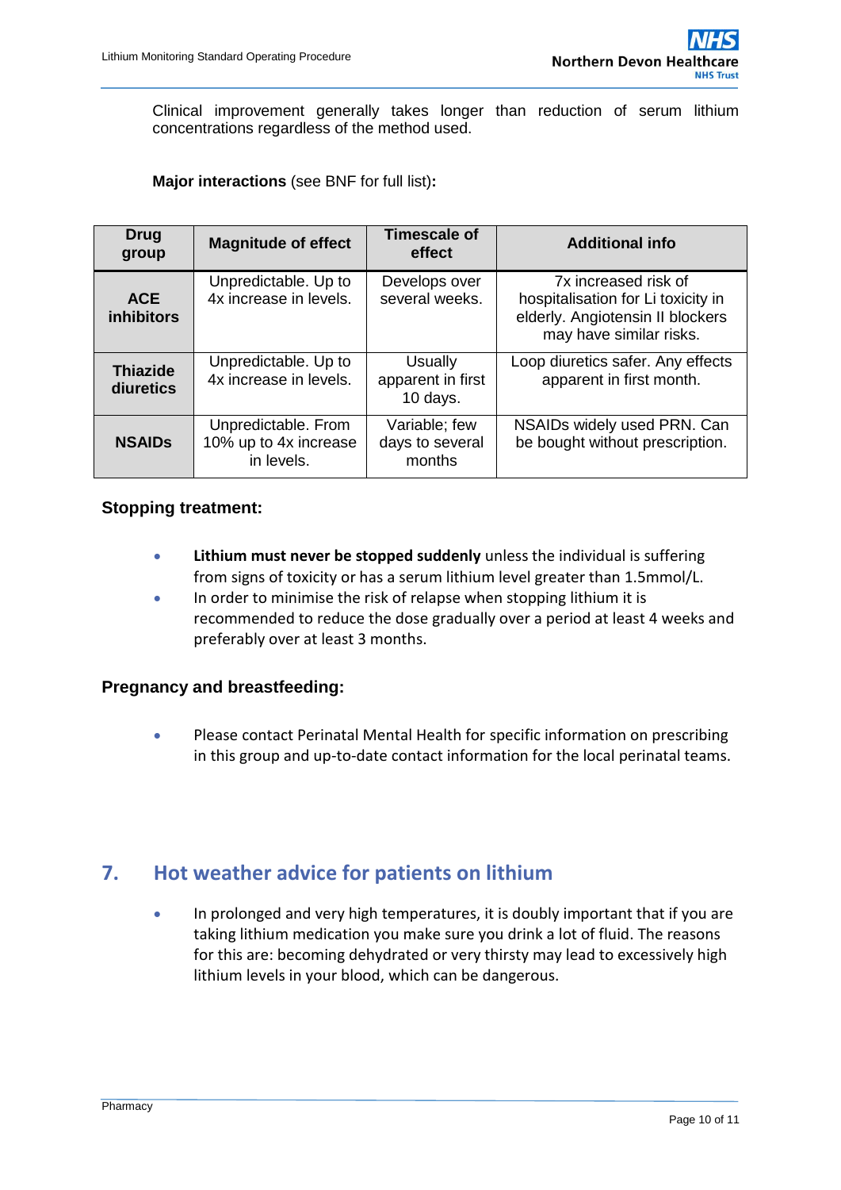Clinical improvement generally takes longer than reduction of serum lithium concentrations regardless of the method used.

**Major interactions** (see BNF for full list)**:**

| Drug group | Magnitude of effect | Timescale of effect | Additional info |
|---|---|---|---|
| **ACE inhibitors** | Unpredictable. Up to 4x increase in levels. | Develops over several weeks. | 7x increased risk of hospitalisation for Li toxicity in elderly. Angiotensin II blockers may have similar risks. |
| **Thiazide diuretics** | Unpredictable. Up to 4x increase in levels. | Usually apparent in first 10 days. | Loop diuretics safer. Any effects apparent in first month. |
| **NSAIDs** | Unpredictable. From 10% up to 4x increase in levels. | Variable; few days to several months | NSAIDs widely used PRN. Can be bought without prescription. |

### Stopping treatment:

- **Lithium must never be stopped suddenly** unless the individual is suffering from signs of toxicity or has a serum lithium level greater than 1.5mmol/L.
- In order to minimise the risk of relapse when stopping lithium it is recommended to reduce the dose gradually over a period at least 4 weeks and preferably over at least 3 months.

### Pregnancy and breastfeeding:

- Please contact Perinatal Mental Health for specific information on prescribing in this group and up-to-date contact information for the local perinatal teams.

## 7. Hot weather advice for patients on lithium

- In prolonged and very high temperatures, it is doubly important that if you are taking lithium medication you make sure you drink a lot of fluid. The reasons for this are: becoming dehydrated or very thirsty may lead to excessively high lithium levels in your blood, which can be dangerous.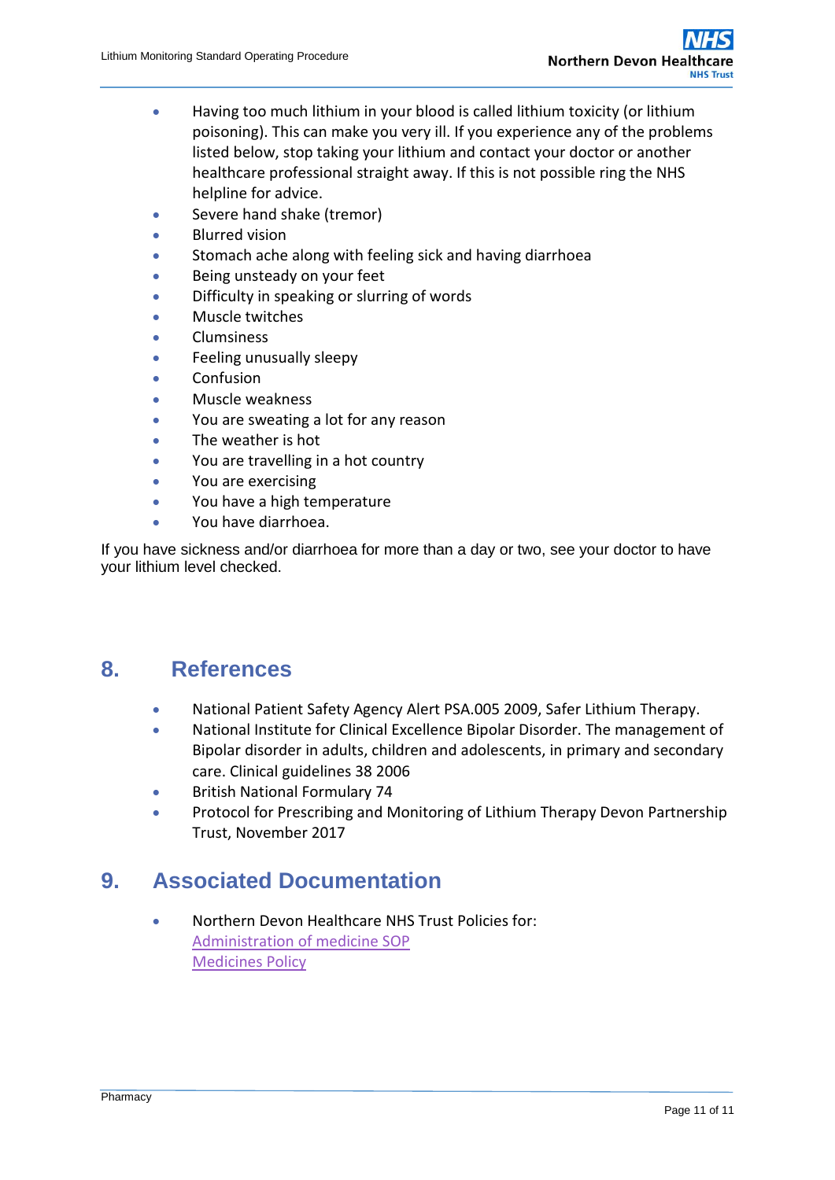- Having too much lithium in your blood is called lithium toxicity (or lithium poisoning). This can make you very ill. If you experience any of the problems listed below, stop taking your lithium and contact your doctor or another healthcare professional straight away. If this is not possible ring the NHS helpline for advice.
- Severe hand shake (tremor)
- Blurred vision
- Stomach ache along with feeling sick and having diarrhoea
- Being unsteady on your feet
- Difficulty in speaking or slurring of words
- Muscle twitches
- Clumsiness
- Feeling unusually sleepy
- Confusion
- Muscle weakness
- You are sweating a lot for any reason
- The weather is hot
- You are travelling in a hot country
- You are exercising
- You have a high temperature
- You have diarrhoea.

If you have sickness and/or diarrhoea for more than a day or two, see your doctor to have your lithium level checked.

## 8. References

- National Patient Safety Agency Alert PSA.005 2009, Safer Lithium Therapy.
- National Institute for Clinical Excellence Bipolar Disorder. The management of Bipolar disorder in adults, children and adolescents, in primary and secondary care. Clinical guidelines 38 2006
- British National Formulary 74
- Protocol for Prescribing and Monitoring of Lithium Therapy Devon Partnership Trust, November 2017

## 9. Associated Documentation

- Northern Devon Healthcare NHS Trust Policies for:
  Administration of medicine SOP
  Medicines Policy